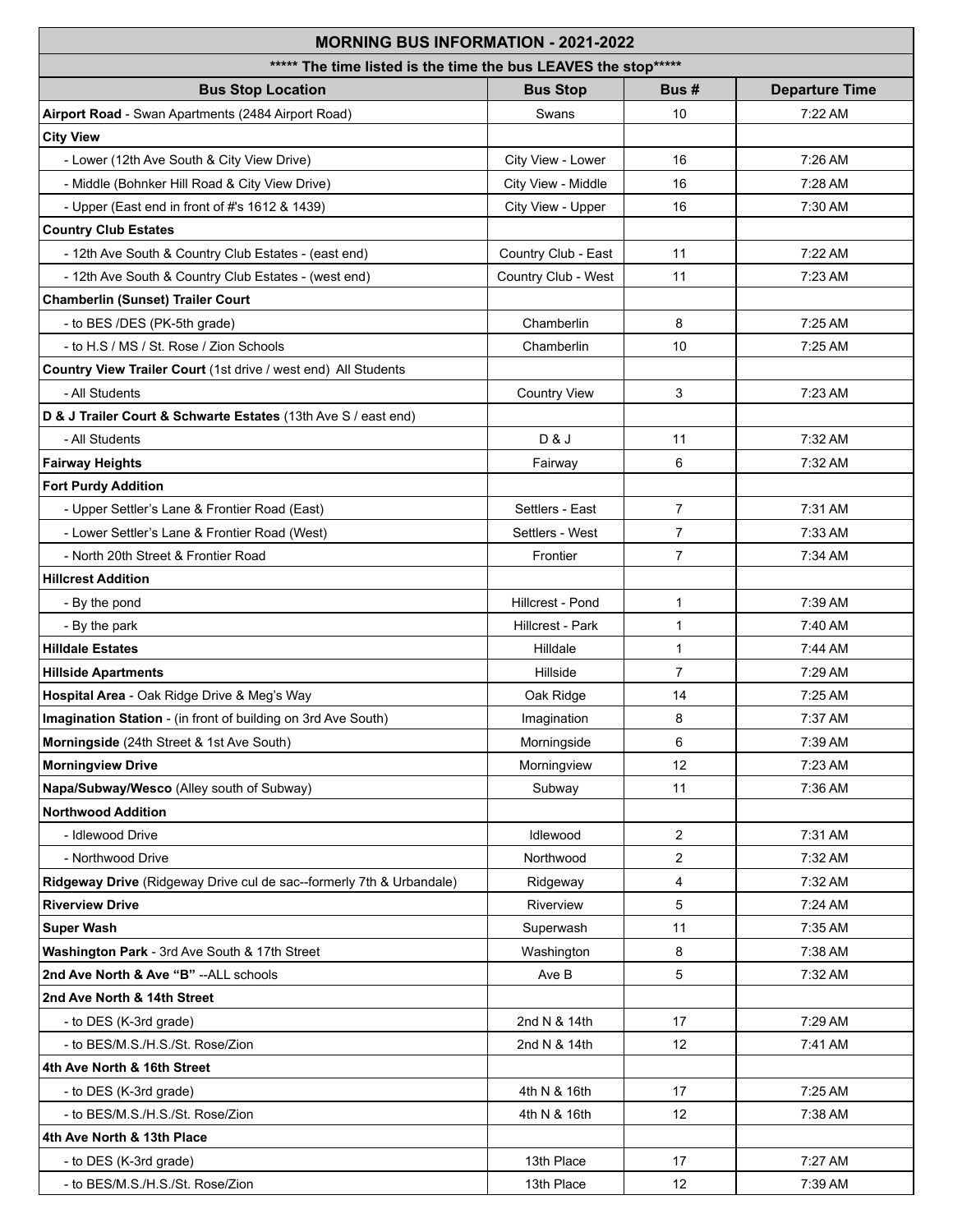| MORNING BUS INFORMATION - 2021-2022 | | | |
|---|---|---|---|
| ***** The time listed is the time the bus LEAVES the stop***** | | | |
| **Bus Stop Location** | **Bus Stop** | **Bus #** | **Departure Time** |
| **Airport Road** - Swan Apartments (2484 Airport Road) | Swans | 10 | 7:22 AM |
| **City View** | | | |
| - Lower (12th Ave South & City View Drive) | City View - Lower | 16 | 7:26 AM |
| - Middle (Bohnker Hill Road & City View Drive) | City View - Middle | 16 | 7:28 AM |
| - Upper (East end in front of #'s 1612 & 1439) | City View - Upper | 16 | 7:30 AM |
| **Country Club Estates** | | | |
| - 12th Ave South & Country Club Estates - (east end) | Country Club - East | 11 | 7:22 AM |
| - 12th Ave South & Country Club Estates - (west end) | Country Club - West | 11 | 7:23 AM |
| **Chamberlin (Sunset) Trailer Court** | | | |
| - to BES /DES (PK-5th grade) | Chamberlin | 8 | 7:25 AM |
| - to H.S / MS / St. Rose / Zion Schools | Chamberlin | 10 | 7:25 AM |
| **Country View Trailer Court** (1st drive / west end) All Students | | | |
| - All Students | Country View | 3 | 7:23 AM |
| **D & J Trailer Court & Schwarte Estates** (13th Ave S / east end) | | | |
| - All Students | D & J | 11 | 7:32 AM |
| **Fairway Heights** | Fairway | 6 | 7:32 AM |
| **Fort Purdy Addition** | | | |
| - Upper Settler's Lane & Frontier Road (East) | Settlers - East | 7 | 7:31 AM |
| - Lower Settler's Lane & Frontier Road (West) | Settlers - West | 7 | 7:33 AM |
| - North 20th Street & Frontier Road | Frontier | 7 | 7:34 AM |
| **Hillcrest Addition** | | | |
| - By the pond | Hillcrest - Pond | 1 | 7:39 AM |
| - By the park | Hillcrest - Park | 1 | 7:40 AM |
| **Hilldale Estates** | Hilldale | 1 | 7:44 AM |
| **Hillside Apartments** | Hillside | 7 | 7:29 AM |
| **Hospital Area** - Oak Ridge Drive & Meg's Way | Oak Ridge | 14 | 7:25 AM |
| **Imagination Station** - (in front of building on 3rd Ave South) | Imagination | 8 | 7:37 AM |
| **Morningside** (24th Street & 1st Ave South) | Morningside | 6 | 7:39 AM |
| **Morningview Drive** | Morningview | 12 | 7:23 AM |
| **Napa/Subway/Wesco** (Alley south of Subway) | Subway | 11 | 7:36 AM |
| **Northwood Addition** | | | |
| - Idlewood Drive | Idlewood | 2 | 7:31 AM |
| - Northwood Drive | Northwood | 2 | 7:32 AM |
| **Ridgeway Drive** (Ridgeway Drive cul de sac--formerly 7th & Urbandale) | Ridgeway | 4 | 7:32 AM |
| **Riverview Drive** | Riverview | 5 | 7:24 AM |
| **Super Wash** | Superwash | 11 | 7:35 AM |
| **Washington Park** - 3rd Ave South & 17th Street | Washington | 8 | 7:38 AM |
| **2nd Ave North & Ave "B"** --ALL schools | Ave B | 5 | 7:32 AM |
| **2nd Ave North & 14th Street** | | | |
| - to DES (K-3rd grade) | 2nd N & 14th | 17 | 7:29 AM |
| - to BES/M.S./H.S./St. Rose/Zion | 2nd N & 14th | 12 | 7:41 AM |
| **4th Ave North & 16th Street** | | | |
| - to DES (K-3rd grade) | 4th N & 16th | 17 | 7:25 AM |
| - to BES/M.S./H.S./St. Rose/Zion | 4th N & 16th | 12 | 7:38 AM |
| **4th Ave North & 13th Place** | | | |
| - to DES (K-3rd grade) | 13th Place | 17 | 7:27 AM |
| - to BES/M.S./H.S./St. Rose/Zion | 13th Place | 12 | 7:39 AM |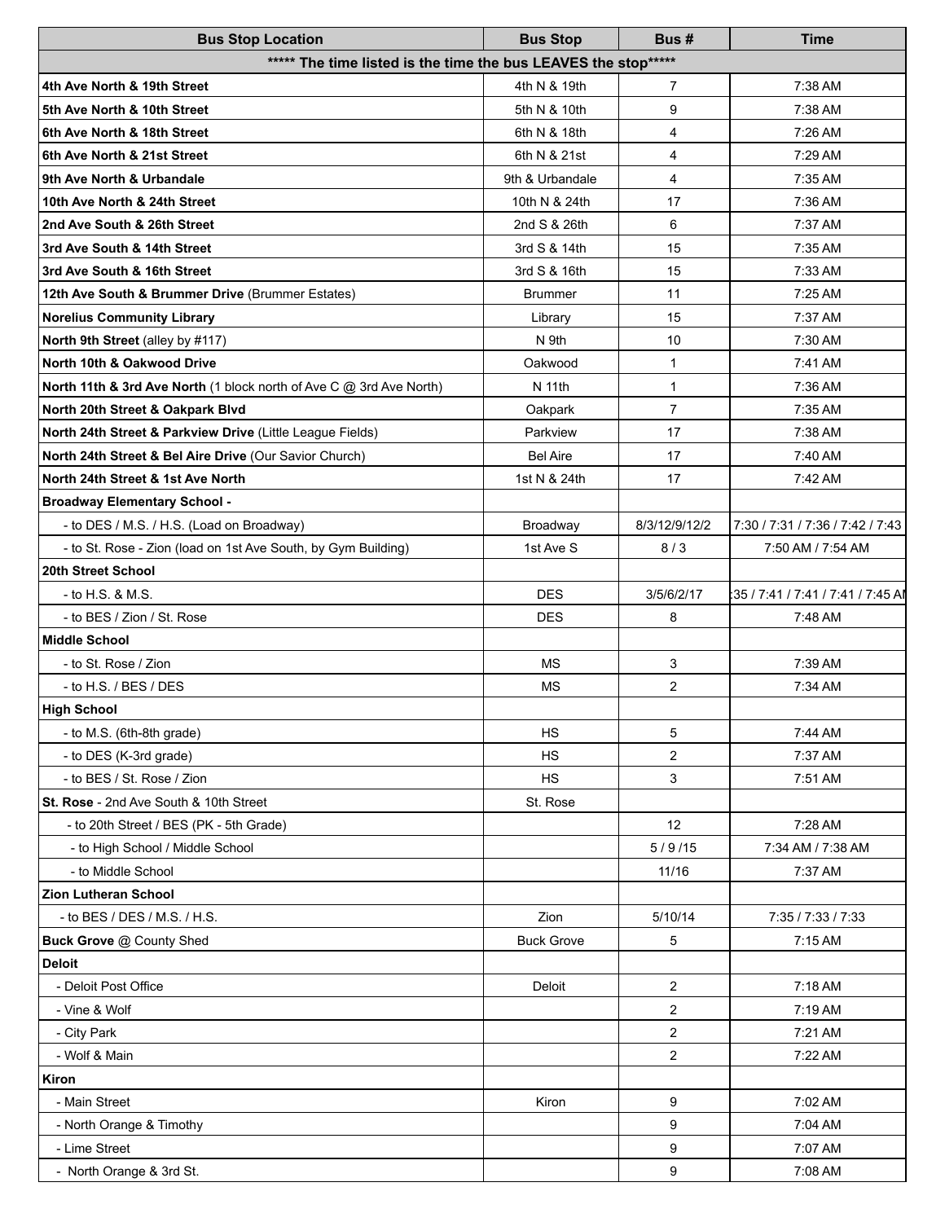| Bus Stop Location | Bus Stop | Bus # | Time |
|---|---|---|---|
| ***** The time listed is the time the bus LEAVES the stop***** | | | |
| **4th Ave North & 19th Street** | 4th N & 19th | 7 | 7:38 AM |
| **5th Ave North & 10th Street** | 5th N & 10th | 9 | 7:38 AM |
| **6th Ave North & 18th Street** | 6th N & 18th | 4 | 7:26 AM |
| **6th Ave North & 21st Street** | 6th N & 21st | 4 | 7:29 AM |
| **9th Ave North & Urbandale** | 9th & Urbandale | 4 | 7:35 AM |
| **10th Ave North & 24th Street** | 10th N & 24th | 17 | 7:36 AM |
| **2nd Ave South & 26th Street** | 2nd S & 26th | 6 | 7:37 AM |
| **3rd Ave South & 14th Street** | 3rd S & 14th | 15 | 7:35 AM |
| **3rd Ave South & 16th Street** | 3rd S & 16th | 15 | 7:33 AM |
| **12th Ave South & Brummer Drive** (Brummer Estates) | Brummer | 11 | 7:25 AM |
| **Norelius Community Library** | Library | 15 | 7:37 AM |
| **North 9th Street** (alley by #117) | N 9th | 10 | 7:30 AM |
| **North 10th & Oakwood Drive** | Oakwood | 1 | 7:41 AM |
| **North 11th & 3rd Ave North** (1 block north of Ave C @ 3rd Ave North) | N 11th | 1 | 7:36 AM |
| **North 20th Street & Oakpark Blvd** | Oakpark | 7 | 7:35 AM |
| **North 24th Street & Parkview Drive** (Little League Fields) | Parkview | 17 | 7:38 AM |
| **North 24th Street & Bel Aire Drive** (Our Savior Church) | Bel Aire | 17 | 7:40 AM |
| **North 24th Street & 1st Ave North** | 1st N & 24th | 17 | 7:42 AM |
| **Broadway Elementary School -** | | | |
| - to DES / M.S. / H.S. (Load on Broadway) | Broadway | 8/3/12/9/12/2 | 7:30 / 7:31 / 7:36 / 7:42 / 7:43 |
| - to St. Rose - Zion (load on 1st Ave South, by Gym Building) | 1st Ave S | 8 / 3 | 7:50 AM / 7:54 AM |
| **20th Street School** | | | |
| - to H.S. & M.S. | DES | 3/5/6/2/17 | :35 / 7:41 / 7:41 / 7:41 / 7:45 AM |
| - to BES / Zion / St. Rose | DES | 8 | 7:48 AM |
| **Middle School** | | | |
| - to St. Rose / Zion | MS | 3 | 7:39 AM |
| - to H.S. / BES / DES | MS | 2 | 7:34 AM |
| **High School** | | | |
| - to M.S. (6th-8th grade) | HS | 5 | 7:44 AM |
| - to DES (K-3rd grade) | HS | 2 | 7:37 AM |
| - to BES / St. Rose / Zion | HS | 3 | 7:51 AM |
| **St. Rose** - 2nd Ave South & 10th Street | St. Rose | | |
| - to 20th Street / BES (PK - 5th Grade) | | 12 | 7:28 AM |
| - to High School / Middle School | | 5 / 9 /15 | 7:34 AM / 7:38 AM |
| - to Middle School | | 11/16 | 7:37 AM |
| **Zion Lutheran School** | | | |
| - to BES / DES / M.S. / H.S. | Zion | 5/10/14 | 7:35 / 7:33 / 7:33 |
| **Buck Grove** @ County Shed | Buck Grove | 5 | 7:15 AM |
| **Deloit** | | | |
| - Deloit Post Office | Deloit | 2 | 7:18 AM |
| - Vine & Wolf | | 2 | 7:19 AM |
| - City Park | | 2 | 7:21 AM |
| - Wolf & Main | | 2 | 7:22 AM |
| **Kiron** | | | |
| - Main Street | Kiron | 9 | 7:02 AM |
| - North Orange & Timothy | | 9 | 7:04 AM |
| - Lime Street | | 9 | 7:07 AM |
| - North Orange & 3rd St. | | 9 | 7:08 AM |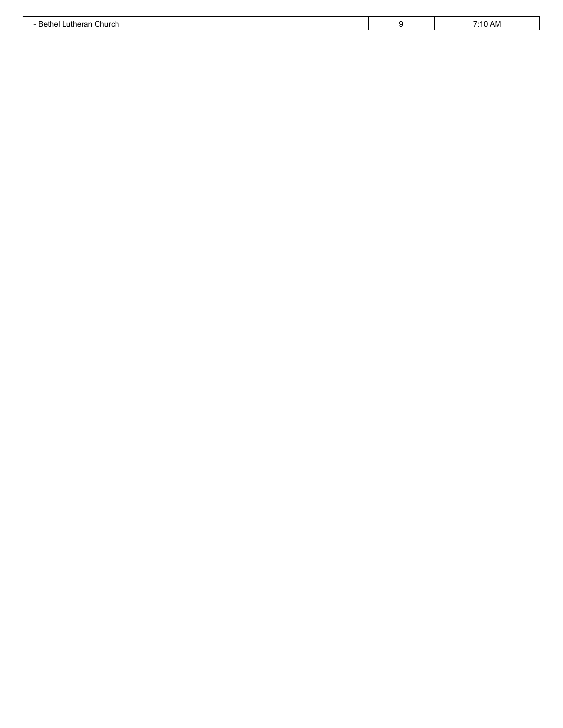| | | | |
|---|---|---|---|
| - Bethel Lutheran Church | | 9 | 7:10 AM |